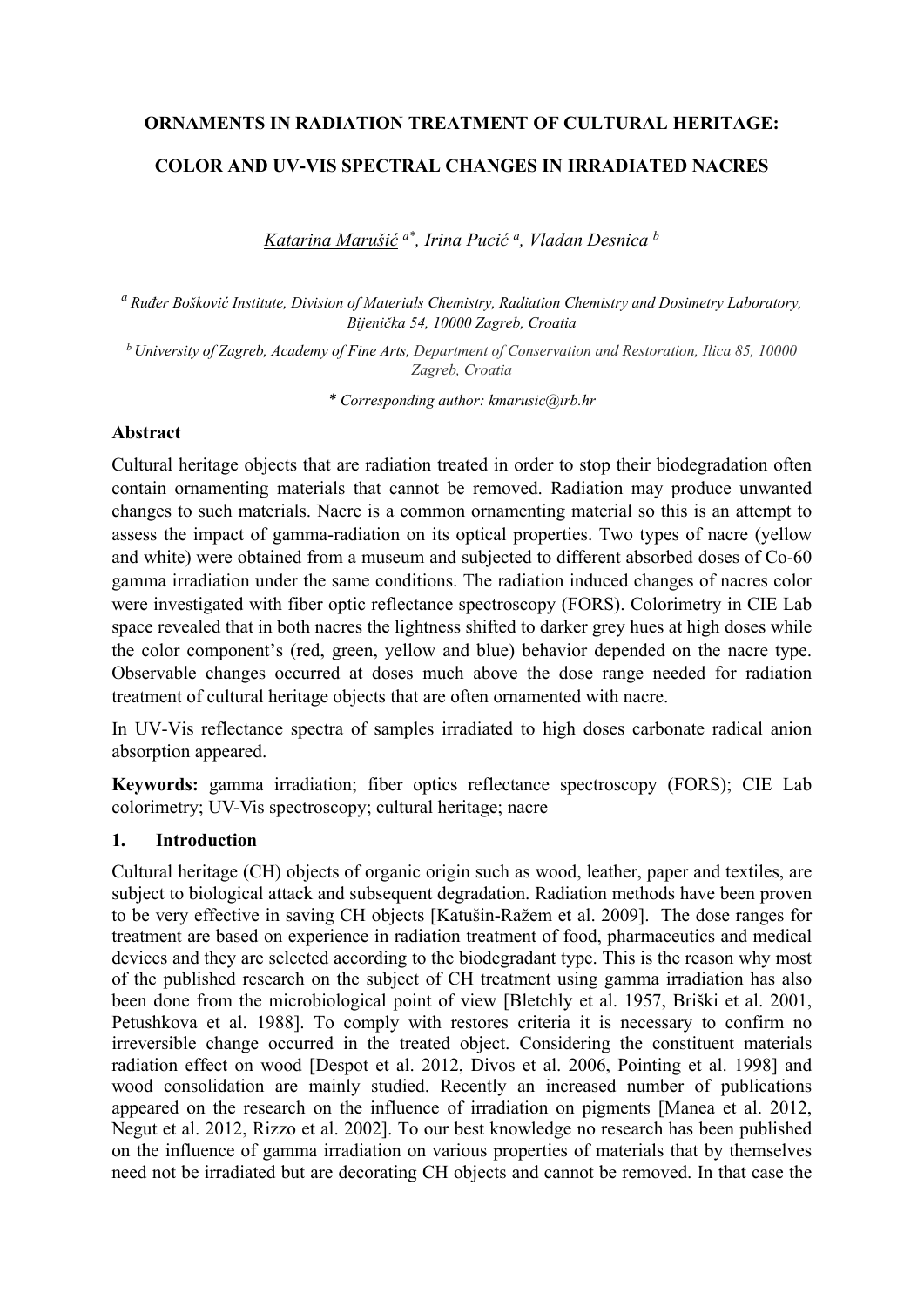# ORNAMENTS IN RADIATION TREATMENT OF CULTURAL HERITAGE:

# COLOR AND UV-VIS SPECTRAL CHANGES IN IRRADIATED NACRES

*Katarina Marušić* [a*], *Irina Pucić* [a], *Vladan Desnica* [b]

[a] *Ruđer Bošković Institute, Division of Materials Chemistry, Radiation Chemistry and Dosimetry Laboratory, Bijenička 54, 10000 Zagreb, Croatia*

[b] *University of Zagreb, Academy of Fine Arts, Department of Conservation and Restoration, Ilica 85, 10000 Zagreb, Croatia*

*\* Corresponding author: kmarusic@irb.hr*

## Abstract

Cultural heritage objects that are radiation treated in order to stop their biodegradation often contain ornamenting materials that cannot be removed. Radiation may produce unwanted changes to such materials. Nacre is a common ornamenting material so this is an attempt to assess the impact of gamma-radiation on its optical properties. Two types of nacre (yellow and white) were obtained from a museum and subjected to different absorbed doses of Co-60 gamma irradiation under the same conditions. The radiation induced changes of nacres color were investigated with fiber optic reflectance spectroscopy (FORS). Colorimetry in CIE Lab space revealed that in both nacres the lightness shifted to darker grey hues at high doses while the color component's (red, green, yellow and blue) behavior depended on the nacre type. Observable changes occurred at doses much above the dose range needed for radiation treatment of cultural heritage objects that are often ornamented with nacre.

In UV-Vis reflectance spectra of samples irradiated to high doses carbonate radical anion absorption appeared.

**Keywords:** gamma irradiation; fiber optics reflectance spectroscopy (FORS); CIE Lab colorimetry; UV-Vis spectroscopy; cultural heritage; nacre

## 1. Introduction

Cultural heritage (CH) objects of organic origin such as wood, leather, paper and textiles, are subject to biological attack and subsequent degradation. Radiation methods have been proven to be very effective in saving CH objects [Katušin-Ražem et al. 2009]. The dose ranges for treatment are based on experience in radiation treatment of food, pharmaceutics and medical devices and they are selected according to the biodegradant type. This is the reason why most of the published research on the subject of CH treatment using gamma irradiation has also been done from the microbiological point of view [Bletchly et al. 1957, Briški et al. 2001, Petushkova et al. 1988]. To comply with restores criteria it is necessary to confirm no irreversible change occurred in the treated object. Considering the constituent materials radiation effect on wood [Despot et al. 2012, Divos et al. 2006, Pointing et al. 1998] and wood consolidation are mainly studied. Recently an increased number of publications appeared on the research on the influence of irradiation on pigments [Manea et al. 2012, Negut et al. 2012, Rizzo et al. 2002]. To our best knowledge no research has been published on the influence of gamma irradiation on various properties of materials that by themselves need not be irradiated but are decorating CH objects and cannot be removed. In that case the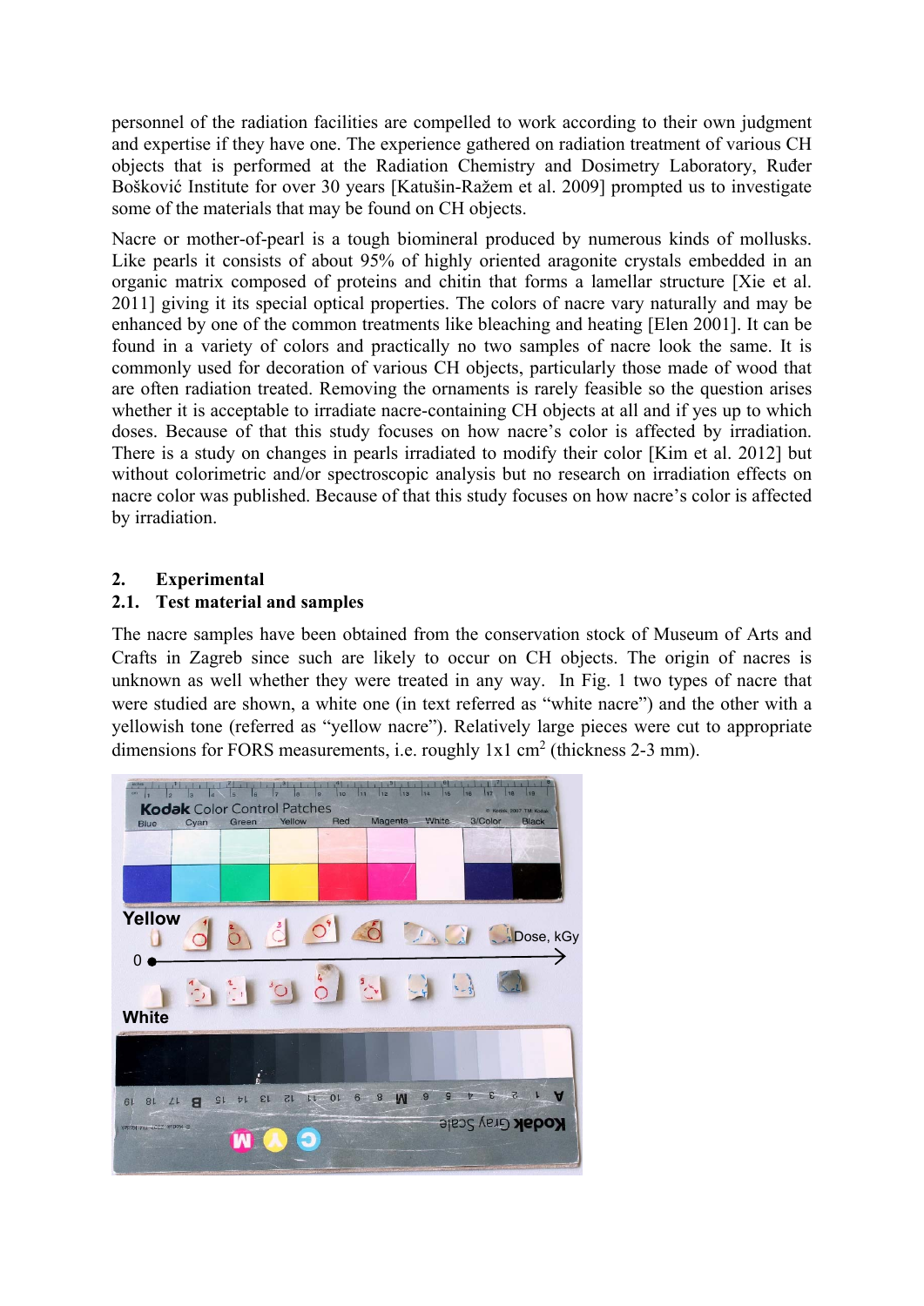personnel of the radiation facilities are compelled to work according to their own judgment and expertise if they have one. The experience gathered on radiation treatment of various CH objects that is performed at the Radiation Chemistry and Dosimetry Laboratory, Ruđer Bošković Institute for over 30 years [Katušin-Ražem et al. 2009] prompted us to investigate some of the materials that may be found on CH objects.

Nacre or mother-of-pearl is a tough biomineral produced by numerous kinds of mollusks. Like pearls it consists of about 95% of highly oriented aragonite crystals embedded in an organic matrix composed of proteins and chitin that forms a lamellar structure [Xie et al. 2011] giving it its special optical properties. The colors of nacre vary naturally and may be enhanced by one of the common treatments like bleaching and heating [Elen 2001]. It can be found in a variety of colors and practically no two samples of nacre look the same. It is commonly used for decoration of various CH objects, particularly those made of wood that are often radiation treated. Removing the ornaments is rarely feasible so the question arises whether it is acceptable to irradiate nacre-containing CH objects at all and if yes up to which doses. Because of that this study focuses on how nacre's color is affected by irradiation. There is a study on changes in pearls irradiated to modify their color [Kim et al. 2012] but without colorimetric and/or spectroscopic analysis but no research on irradiation effects on nacre color was published. Because of that this study focuses on how nacre's color is affected by irradiation.

## 2. Experimental

### 2.1. Test material and samples

The nacre samples have been obtained from the conservation stock of Museum of Arts and Crafts in Zagreb since such are likely to occur on CH objects. The origin of nacres is unknown as well whether they were treated in any way. In Fig. 1 two types of nacre that were studied are shown, a white one (in text referred as "white nacre") and the other with a yellowish tone (referred as "yellow nacre"). Relatively large pieces were cut to appropriate dimensions for FORS measurements, i.e. roughly 1x1 cm$^2$ (thickness 2-3 mm).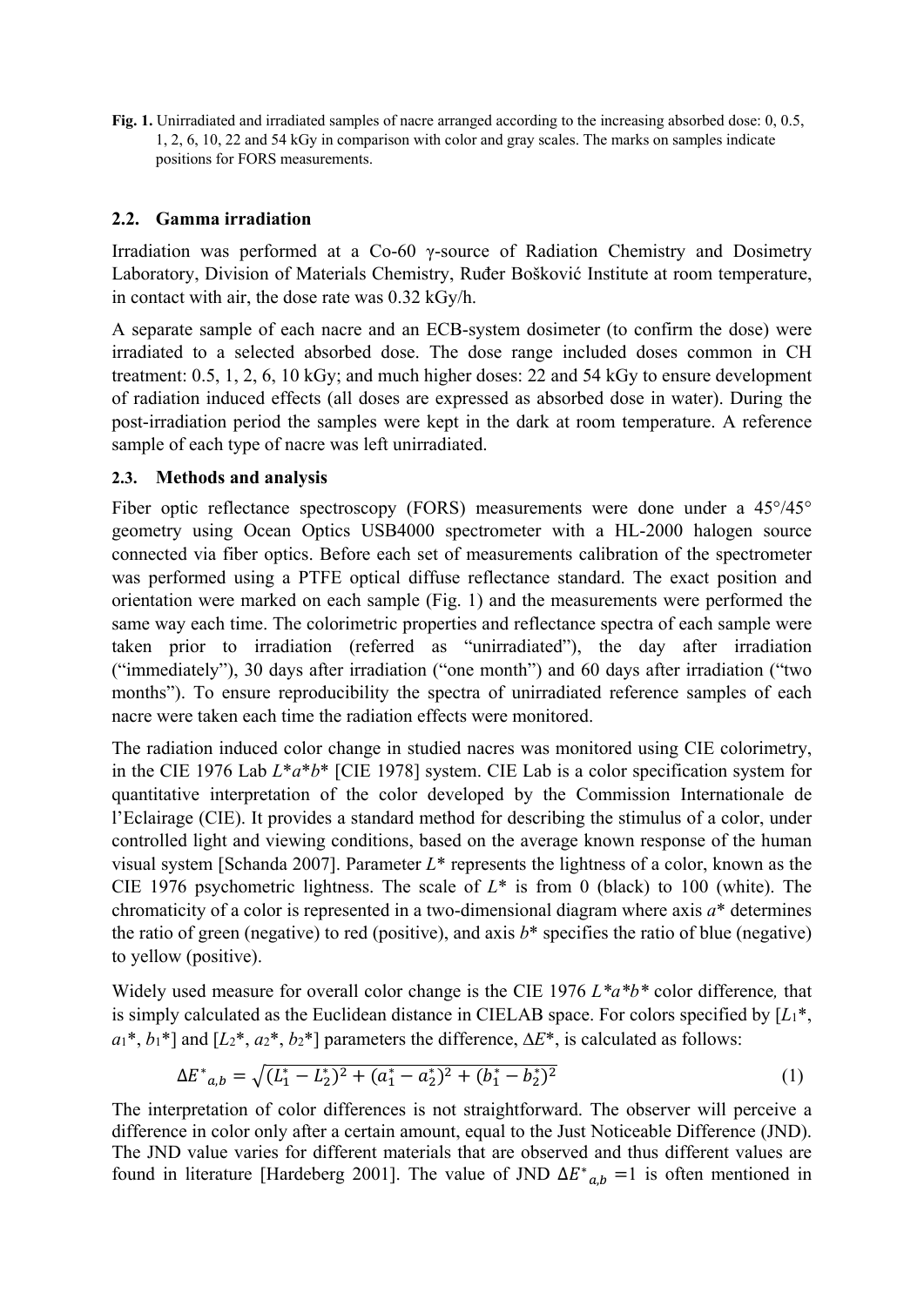**Fig. 1.** Unirradiated and irradiated samples of nacre arranged according to the increasing absorbed dose: 0, 0.5, 1, 2, 6, 10, 22 and 54 kGy in comparison with color and gray scales. The marks on samples indicate positions for FORS measurements.

## 2.2. Gamma irradiation

Irradiation was performed at a Co-60 γ-source of Radiation Chemistry and Dosimetry Laboratory, Division of Materials Chemistry, Ruđer Bošković Institute at room temperature, in contact with air, the dose rate was 0.32 kGy/h.

A separate sample of each nacre and an ECB-system dosimeter (to confirm the dose) were irradiated to a selected absorbed dose. The dose range included doses common in CH treatment: 0.5, 1, 2, 6, 10 kGy; and much higher doses: 22 and 54 kGy to ensure development of radiation induced effects (all doses are expressed as absorbed dose in water). During the post-irradiation period the samples were kept in the dark at room temperature. A reference sample of each type of nacre was left unirradiated.

## 2.3. Methods and analysis

Fiber optic reflectance spectroscopy (FORS) measurements were done under a 45°/45° geometry using Ocean Optics USB4000 spectrometer with a HL-2000 halogen source connected via fiber optics. Before each set of measurements calibration of the spectrometer was performed using a PTFE optical diffuse reflectance standard. The exact position and orientation were marked on each sample (Fig. 1) and the measurements were performed the same way each time. The colorimetric properties and reflectance spectra of each sample were taken prior to irradiation (referred as "unirradiated"), the day after irradiation ("immediately"), 30 days after irradiation ("one month") and 60 days after irradiation ("two months"). To ensure reproducibility the spectra of unirradiated reference samples of each nacre were taken each time the radiation effects were monitored.

The radiation induced color change in studied nacres was monitored using CIE colorimetry, in the CIE 1976 Lab $L^*a^*b^*$ [CIE 1978] system. CIE Lab is a color specification system for quantitative interpretation of the color developed by the Commission Internationale de l'Eclairage (CIE). It provides a standard method for describing the stimulus of a color, under controlled light and viewing conditions, based on the average known response of the human visual system [Schanda 2007]. Parameter $L^*$ represents the lightness of a color, known as the CIE 1976 psychometric lightness. The scale of $L^*$ is from 0 (black) to 100 (white). The chromaticity of a color is represented in a two-dimensional diagram where axis $a^*$ determines the ratio of green (negative) to red (positive), and axis $b^*$ specifies the ratio of blue (negative) to yellow (positive).

Widely used measure for overall color change is the CIE 1976 $L^*a^*b^*$ color difference*,* that is simply calculated as the Euclidean distance in CIELAB space. For colors specified by [$L_1^*$, $a_1^*$, $b_1^*$] and [$L_2^*$, $a_2^*$, $b_2^*$] parameters the difference, $\Delta E^*$, is calculated as follows:

$$\Delta E^*_{a,b} = \sqrt{(L_1^* - L_2^*)^2 + (a_1^* - a_2^*)^2 + (b_1^* - b_2^*)^2} \tag{1}$$

The interpretation of color differences is not straightforward. The observer will perceive a difference in color only after a certain amount, equal to the Just Noticeable Difference (JND). The JND value varies for different materials that are observed and thus different values are found in literature [Hardeberg 2001]. The value of JND $\Delta E^*_{a,b} = 1$ is often mentioned in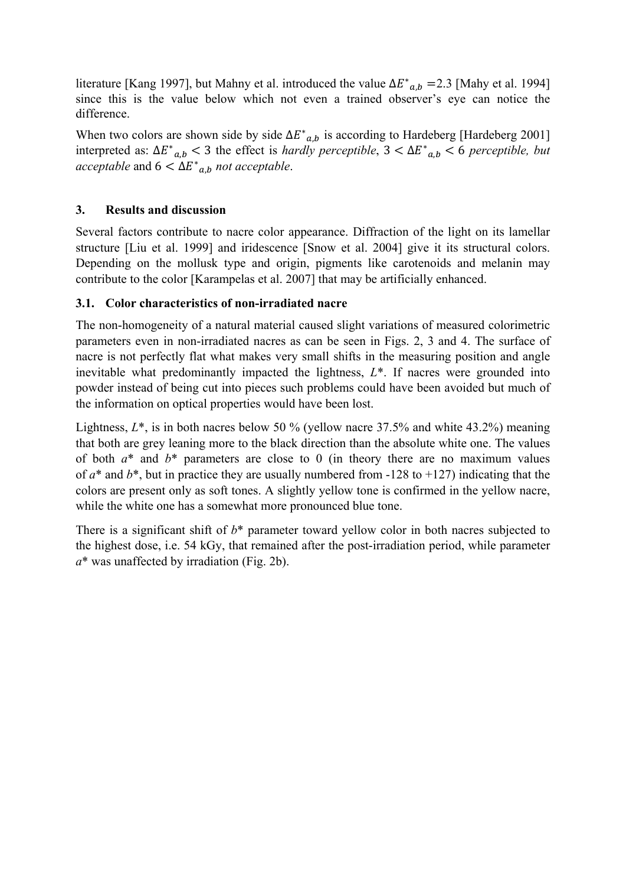literature [Kang 1997], but Mahny et al. introduced the value $\Delta E^*_{a,b}$ =2.3 [Mahy et al. 1994] since this is the value below which not even a trained observer's eye can notice the difference.

When two colors are shown side by side $\Delta E^*_{a,b}$ is according to Hardeberg [Hardeberg 2001] interpreted as: $\Delta E^*_{a,b} < 3$ the effect is *hardly perceptible*, $3 < \Delta E^*_{a,b} < 6$ *perceptible, but acceptable* and $6 < \Delta E^*_{a,b}$ *not acceptable*.

## 3. Results and discussion

Several factors contribute to nacre color appearance. Diffraction of the light on its lamellar structure [Liu et al. 1999] and iridescence [Snow et al. 2004] give it its structural colors. Depending on the mollusk type and origin, pigments like carotenoids and melanin may contribute to the color [Karampelas et al. 2007] that may be artificially enhanced.

### 3.1. Color characteristics of non-irradiated nacre

The non-homogeneity of a natural material caused slight variations of measured colorimetric parameters even in non-irradiated nacres as can be seen in Figs. 2, 3 and 4. The surface of nacre is not perfectly flat what makes very small shifts in the measuring position and angle inevitable what predominantly impacted the lightness, $L$*. If nacres were grounded into powder instead of being cut into pieces such problems could have been avoided but much of the information on optical properties would have been lost.

Lightness, $L$*, is in both nacres below 50 % (yellow nacre 37.5% and white 43.2%) meaning that both are grey leaning more to the black direction than the absolute white one. The values of both $a$* and $b$* parameters are close to 0 (in theory there are no maximum values of $a$* and $b$*, but in practice they are usually numbered from -128 to +127) indicating that the colors are present only as soft tones. A slightly yellow tone is confirmed in the yellow nacre, while the white one has a somewhat more pronounced blue tone.

There is a significant shift of $b$* parameter toward yellow color in both nacres subjected to the highest dose, i.e. 54 kGy, that remained after the post-irradiation period, while parameter $a$* was unaffected by irradiation (Fig. 2b).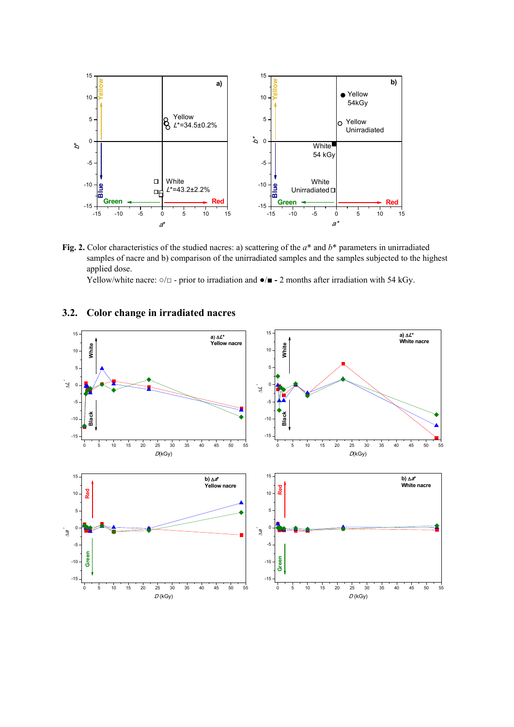**Fig. 2.** Color characteristics of the studied nacres: a) scattering of the $a^*$ and $b^*$ parameters in unirradiated samples of nacre and b) comparison of the unirradiated samples and the samples subjected to the highest applied dose.

Yellow/white nacre: ○/□ - prior to irradiation and ●/■ - 2 months after irradiation with 54 kGy.

## 3.2. Color change in irradiated nacres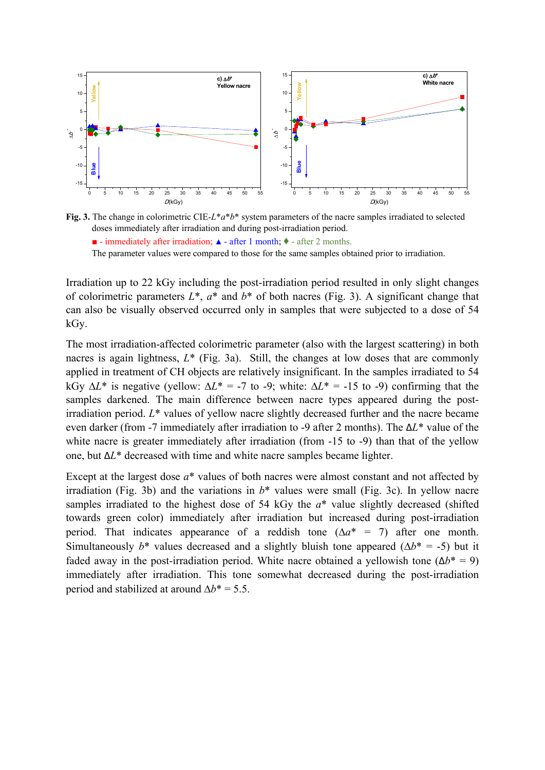**Fig. 3.** The change in colorimetric CIE-$L^*a^*b^*$ system parameters of the nacre samples irradiated to selected doses immediately after irradiation and during post-irradiation period.

■ - immediately after irradiation; ▲ - after 1 month; ♦ - after 2 months.

The parameter values were compared to those for the same samples obtained prior to irradiation.

Irradiation up to 22 kGy including the post-irradiation period resulted in only slight changes of colorimetric parameters $L^*$, $a^*$ and $b^*$ of both nacres (Fig. 3). A significant change that can also be visually observed occurred only in samples that were subjected to a dose of 54 kGy.

The most irradiation-affected colorimetric parameter (also with the largest scattering) in both nacres is again lightness, $L^*$ (Fig. 3a). Still, the changes at low doses that are commonly applied in treatment of CH objects are relatively insignificant. In the samples irradiated to 54 kGy $\Delta L^*$ is negative (yellow: $\Delta L^*$ = -7 to -9; white: $\Delta L^*$ = -15 to -9) confirming that the samples darkened. The main difference between nacre types appeared during the post-irradiation period. $L^*$ values of yellow nacre slightly decreased further and the nacre became even darker (from -7 immediately after irradiation to -9 after 2 months). The $\Delta L^*$ value of the white nacre is greater immediately after irradiation (from -15 to -9) than that of the yellow one, but $\Delta L^*$ decreased with time and white nacre samples became lighter.

Except at the largest dose $a^*$ values of both nacres were almost constant and not affected by irradiation (Fig. 3b) and the variations in $b^*$ values were small (Fig. 3c). In yellow nacre samples irradiated to the highest dose of 54 kGy the $a^*$ value slightly decreased (shifted towards green color) immediately after irradiation but increased during post-irradiation period. That indicates appearance of a reddish tone ($\Delta a^*$ = 7) after one month. Simultaneously $b^*$ values decreased and a slightly bluish tone appeared ($\Delta b^*$ = -5) but it faded away in the post-irradiation period. White nacre obtained a yellowish tone ($\Delta b^*$ = 9) immediately after irradiation. This tone somewhat decreased during the post-irradiation period and stabilized at around $\Delta b^*$ = 5.5.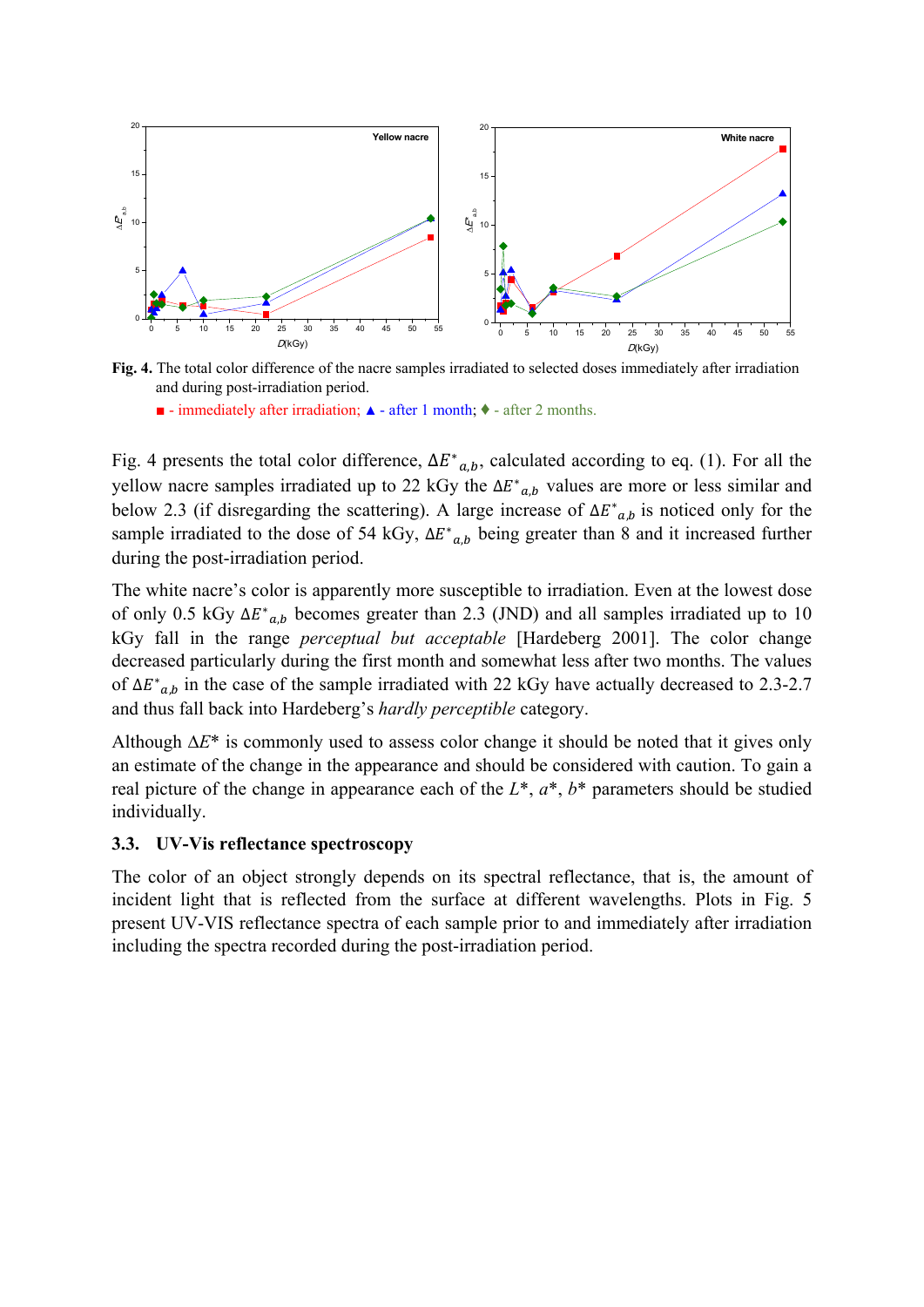**Fig. 4.** The total color difference of the nacre samples irradiated to selected doses immediately after irradiation and during post-irradiation period.

■ - immediately after irradiation; ▲ - after 1 month; ♦ - after 2 months.

Fig. 4 presents the total color difference, $\Delta E^*_{a,b}$, calculated according to eq. (1). For all the yellow nacre samples irradiated up to 22 kGy the $\Delta E^*_{a,b}$ values are more or less similar and below 2.3 (if disregarding the scattering). A large increase of $\Delta E^*_{a,b}$ is noticed only for the sample irradiated to the dose of 54 kGy, $\Delta E^*_{a,b}$ being greater than 8 and it increased further during the post-irradiation period.

The white nacre's color is apparently more susceptible to irradiation. Even at the lowest dose of only 0.5 kGy $\Delta E^*_{a,b}$ becomes greater than 2.3 (JND) and all samples irradiated up to 10 kGy fall in the range *perceptual but acceptable* [Hardeberg 2001]. The color change decreased particularly during the first month and somewhat less after two months. The values of $\Delta E^*_{a,b}$ in the case of the sample irradiated with 22 kGy have actually decreased to 2.3-2.7 and thus fall back into Hardeberg's *hardly perceptible* category.

Although $\Delta E^*$ is commonly used to assess color change it should be noted that it gives only an estimate of the change in the appearance and should be considered with caution. To gain a real picture of the change in appearance each of the $L^*$, $a^*$, $b^*$ parameters should be studied individually.

### 3.3. UV-Vis reflectance spectroscopy

The color of an object strongly depends on its spectral reflectance, that is, the amount of incident light that is reflected from the surface at different wavelengths. Plots in Fig. 5 present UV-VIS reflectance spectra of each sample prior to and immediately after irradiation including the spectra recorded during the post-irradiation period.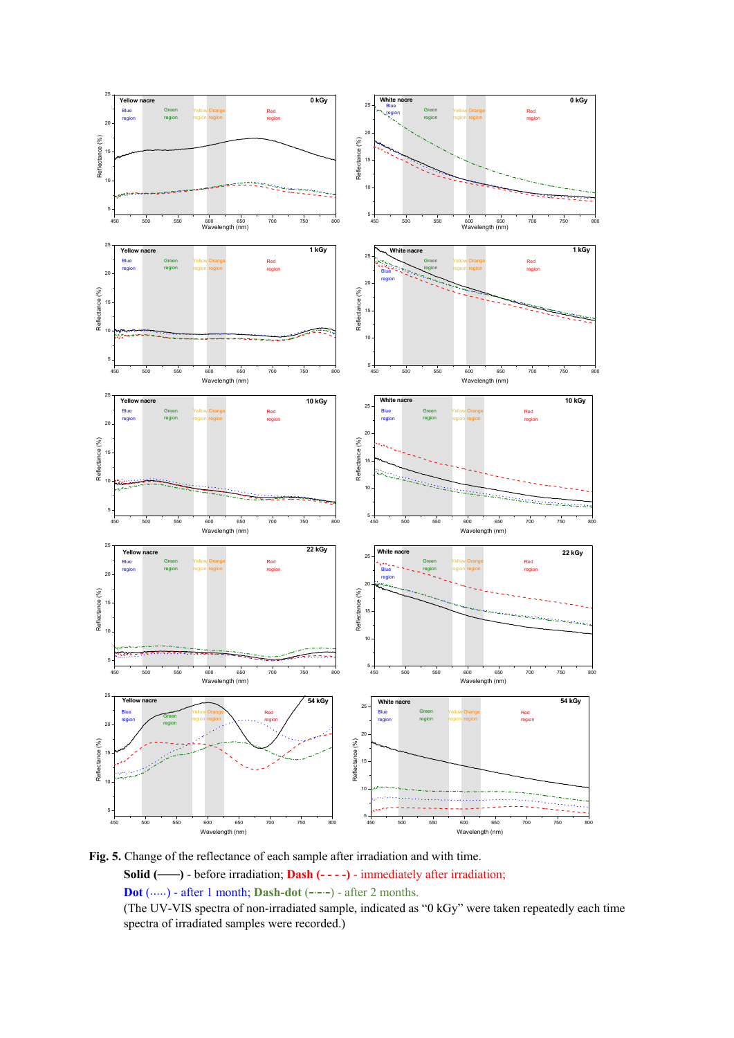**Fig. 5.** Change of the reflectance of each sample after irradiation and with time.

**Solid (——)** - before irradiation; **Dash (- - - -)** - immediately after irradiation;

**Dot** (.....) - after 1 month; **Dash-dot** (-·-·-) - after 2 months.

(The UV-VIS spectra of non-irradiated sample, indicated as "0 kGy" were taken repeatedly each time spectra of irradiated samples were recorded.)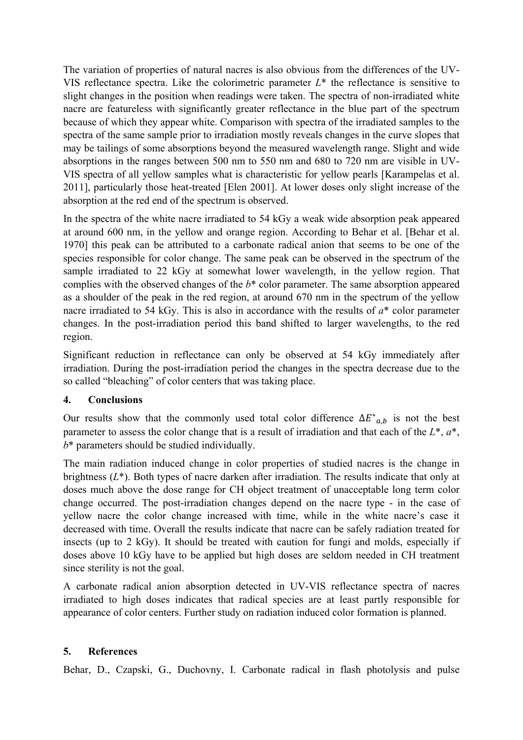The variation of properties of natural nacres is also obvious from the differences of the UV-VIS reflectance spectra. Like the colorimetric parameter $L$* the reflectance is sensitive to slight changes in the position when readings were taken. The spectra of non-irradiated white nacre are featureless with significantly greater reflectance in the blue part of the spectrum because of which they appear white. Comparison with spectra of the irradiated samples to the spectra of the same sample prior to irradiation mostly reveals changes in the curve slopes that may be tailings of some absorptions beyond the measured wavelength range. Slight and wide absorptions in the ranges between 500 nm to 550 nm and 680 to 720 nm are visible in UV-VIS spectra of all yellow samples what is characteristic for yellow pearls [Karampelas et al. 2011], particularly those heat-treated [Elen 2001]. At lower doses only slight increase of the absorption at the red end of the spectrum is observed.

In the spectra of the white nacre irradiated to 54 kGy a weak wide absorption peak appeared at around 600 nm, in the yellow and orange region. According to Behar et al. [Behar et al. 1970] this peak can be attributed to a carbonate radical anion that seems to be one of the species responsible for color change. The same peak can be observed in the spectrum of the sample irradiated to 22 kGy at somewhat lower wavelength, in the yellow region. That complies with the observed changes of the $b$* color parameter. The same absorption appeared as a shoulder of the peak in the red region, at around 670 nm in the spectrum of the yellow nacre irradiated to 54 kGy. This is also in accordance with the results of $a$* color parameter changes. In the post-irradiation period this band shifted to larger wavelengths, to the red region.

Significant reduction in reflectance can only be observed at 54 kGy immediately after irradiation. During the post-irradiation period the changes in the spectra decrease due to the so called "bleaching" of color centers that was taking place.

## 4. Conclusions

Our results show that the commonly used total color difference $\Delta E^*_{a,b}$ is not the best parameter to assess the color change that is a result of irradiation and that each of the $L$*, $a$*, $b$* parameters should be studied individually.

The main radiation induced change in color properties of studied nacres is the change in brightness ($L$*). Both types of nacre darken after irradiation. The results indicate that only at doses much above the dose range for CH object treatment of unacceptable long term color change occurred. The post-irradiation changes depend on the nacre type - in the case of yellow nacre the color change increased with time, while in the white nacre's case it decreased with time. Overall the results indicate that nacre can be safely radiation treated for insects (up to 2 kGy). It should be treated with caution for fungi and molds, especially if doses above 10 kGy have to be applied but high doses are seldom needed in CH treatment since sterility is not the goal.

A carbonate radical anion absorption detected in UV-VIS reflectance spectra of nacres irradiated to high doses indicates that radical species are at least partly responsible for appearance of color centers. Further study on radiation induced color formation is planned.

## 5. References

Behar, D., Czapski, G., Duchovny, I. Carbonate radical in flash photolysis and pulse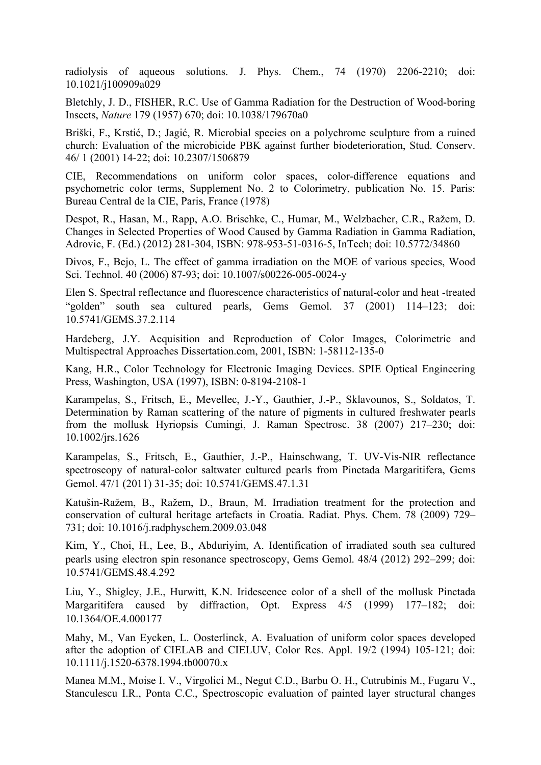radiolysis of aqueous solutions. J. Phys. Chem., 74 (1970) 2206-2210; doi: 10.1021/j100909a029

Bletchly, J. D., FISHER, R.C. Use of Gamma Radiation for the Destruction of Wood-boring Insects, *Nature* 179 (1957) 670; doi: 10.1038/179670a0

Briški, F., Krstić, D.; Jagić, R. Microbial species on a polychrome sculpture from a ruined church: Evaluation of the microbicide PBK against further biodeterioration, Stud. Conserv. 46/ 1 (2001) 14-22; doi: 10.2307/1506879

CIE, Recommendations on uniform color spaces, color-difference equations and psychometric color terms, Supplement No. 2 to Colorimetry, publication No. 15. Paris: Bureau Central de la CIE, Paris, France (1978)

Despot, R., Hasan, M., Rapp, A.O. Brischke, C., Humar, M., Welzbacher, C.R., Ražem, D. Changes in Selected Properties of Wood Caused by Gamma Radiation in Gamma Radiation, Adrovic, F. (Ed.) (2012) 281-304, ISBN: 978-953-51-0316-5, InTech; doi: 10.5772/34860

Divos, F., Bejo, L. The effect of gamma irradiation on the MOE of various species, Wood Sci. Technol. 40 (2006) 87-93; doi: 10.1007/s00226-005-0024-y

Elen S. Spectral reflectance and fluorescence characteristics of natural-color and heat -treated "golden" south sea cultured pearls, Gems Gemol. 37 (2001) 114–123; doi: 10.5741/GEMS.37.2.114

Hardeberg, J.Y. Acquisition and Reproduction of Color Images, Colorimetric and Multispectral Approaches Dissertation.com, 2001, ISBN: 1-58112-135-0

Kang, H.R., Color Technology for Electronic Imaging Devices. SPIE Optical Engineering Press, Washington, USA (1997), ISBN: 0-8194-2108-1

Karampelas, S., Fritsch, E., Mevellec, J.-Y., Gauthier, J.-P., Sklavounos, S., Soldatos, T. Determination by Raman scattering of the nature of pigments in cultured freshwater pearls from the mollusk Hyriopsis Cumingi, J. Raman Spectrosc. 38 (2007) 217–230; doi: 10.1002/jrs.1626

Karampelas, S., Fritsch, E., Gauthier, J.-P., Hainschwang, T. UV-Vis-NIR reflectance spectroscopy of natural-color saltwater cultured pearls from Pinctada Margaritifera, Gems Gemol. 47/1 (2011) 31-35; doi: 10.5741/GEMS.47.1.31

Katušin-Ražem, B., Ražem, D., Braun, M. Irradiation treatment for the protection and conservation of cultural heritage artefacts in Croatia. Radiat. Phys. Chem. 78 (2009) 729–731; doi: 10.1016/j.radphyschem.2009.03.048

Kim, Y., Choi, H., Lee, B., Abduriyim, A. Identification of irradiated south sea cultured pearls using electron spin resonance spectroscopy, Gems Gemol. 48/4 (2012) 292–299; doi: 10.5741/GEMS.48.4.292

Liu, Y., Shigley, J.E., Hurwitt, K.N. Iridescence color of a shell of the mollusk Pinctada Margaritifera caused by diffraction, Opt. Express 4/5 (1999) 177–182; doi: 10.1364/OE.4.000177

Mahy, M., Van Eycken, L. Oosterlinck, A. Evaluation of uniform color spaces developed after the adoption of CIELAB and CIELUV, Color Res. Appl. 19/2 (1994) 105-121; doi: 10.1111/j.1520-6378.1994.tb00070.x

Manea M.M., Moise I. V., Virgolici M., Negut C.D., Barbu O. H., Cutrubinis M., Fugaru V., Stanculescu I.R., Ponta C.C., Spectroscopic evaluation of painted layer structural changes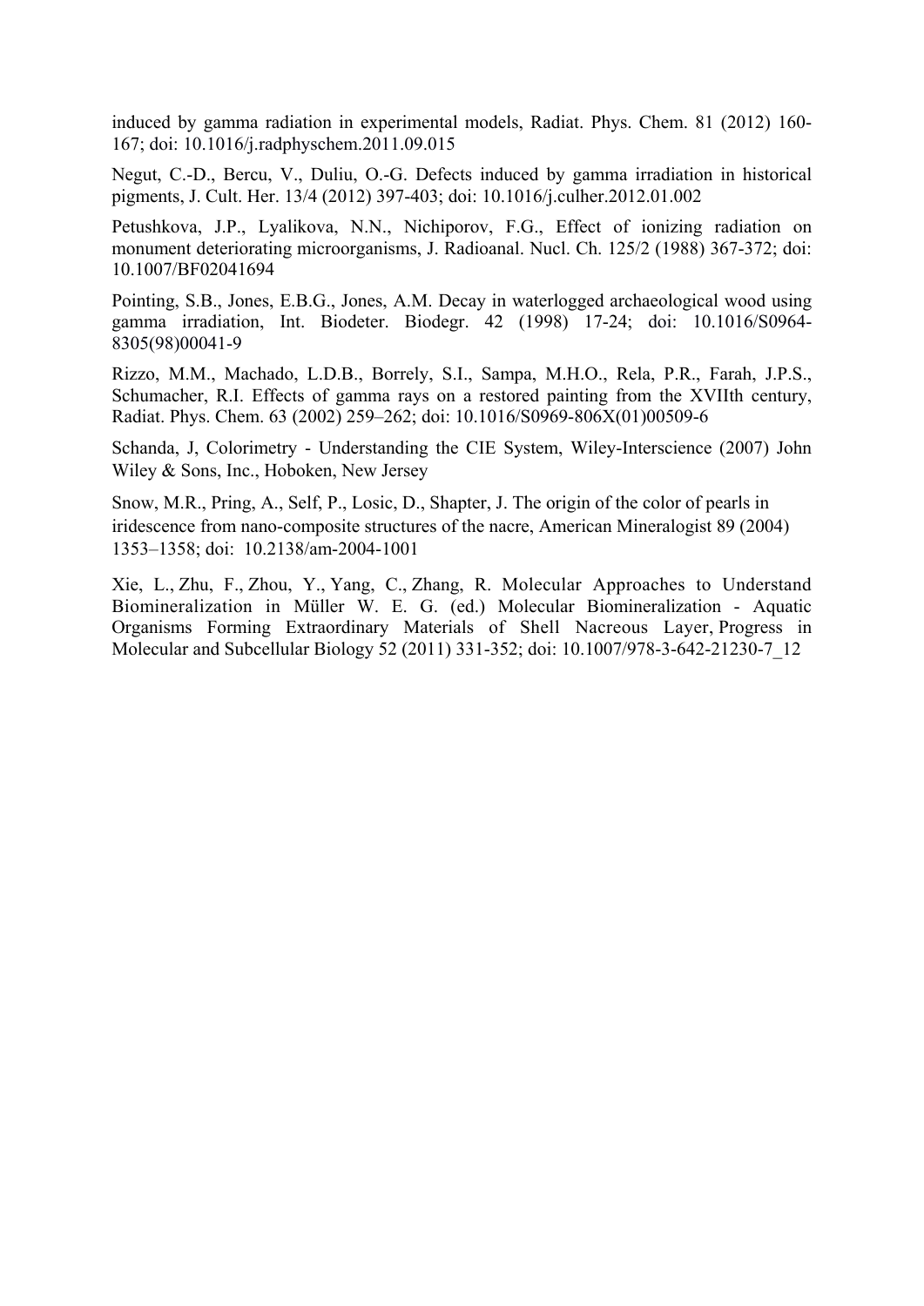induced by gamma radiation in experimental models, Radiat. Phys. Chem. 81 (2012) 160-167; doi: 10.1016/j.radphyschem.2011.09.015

Negut, C.-D., Bercu, V., Duliu, O.-G. Defects induced by gamma irradiation in historical pigments, J. Cult. Her. 13/4 (2012) 397-403; doi: 10.1016/j.culher.2012.01.002

Petushkova, J.P., Lyalikova, N.N., Nichiporov, F.G., Effect of ionizing radiation on monument deteriorating microorganisms, J. Radioanal. Nucl. Ch. 125/2 (1988) 367-372; doi: 10.1007/BF02041694

Pointing, S.B., Jones, E.B.G., Jones, A.M. Decay in waterlogged archaeological wood using gamma irradiation, Int. Biodeter. Biodegr. 42 (1998) 17-24; doi: 10.1016/S0964-8305(98)00041-9

Rizzo, M.M., Machado, L.D.B., Borrely, S.I., Sampa, M.H.O., Rela, P.R., Farah, J.P.S., Schumacher, R.I. Effects of gamma rays on a restored painting from the XVIIth century, Radiat. Phys. Chem. 63 (2002) 259–262; doi: 10.1016/S0969-806X(01)00509-6

Schanda, J, Colorimetry - Understanding the CIE System, Wiley-Interscience (2007) John Wiley & Sons, Inc., Hoboken, New Jersey

Snow, M.R., Pring, A., Self, P., Losic, D., Shapter, J. The origin of the color of pearls in iridescence from nano-composite structures of the nacre, American Mineralogist 89 (2004) 1353–1358; doi: 10.2138/am-2004-1001

Xie, L., Zhu, F., Zhou, Y., Yang, C., Zhang, R. Molecular Approaches to Understand Biomineralization in Müller W. E. G. (ed.) Molecular Biomineralization - Aquatic Organisms Forming Extraordinary Materials of Shell Nacreous Layer, Progress in Molecular and Subcellular Biology 52 (2011) 331-352; doi: 10.1007/978-3-642-21230-7_12